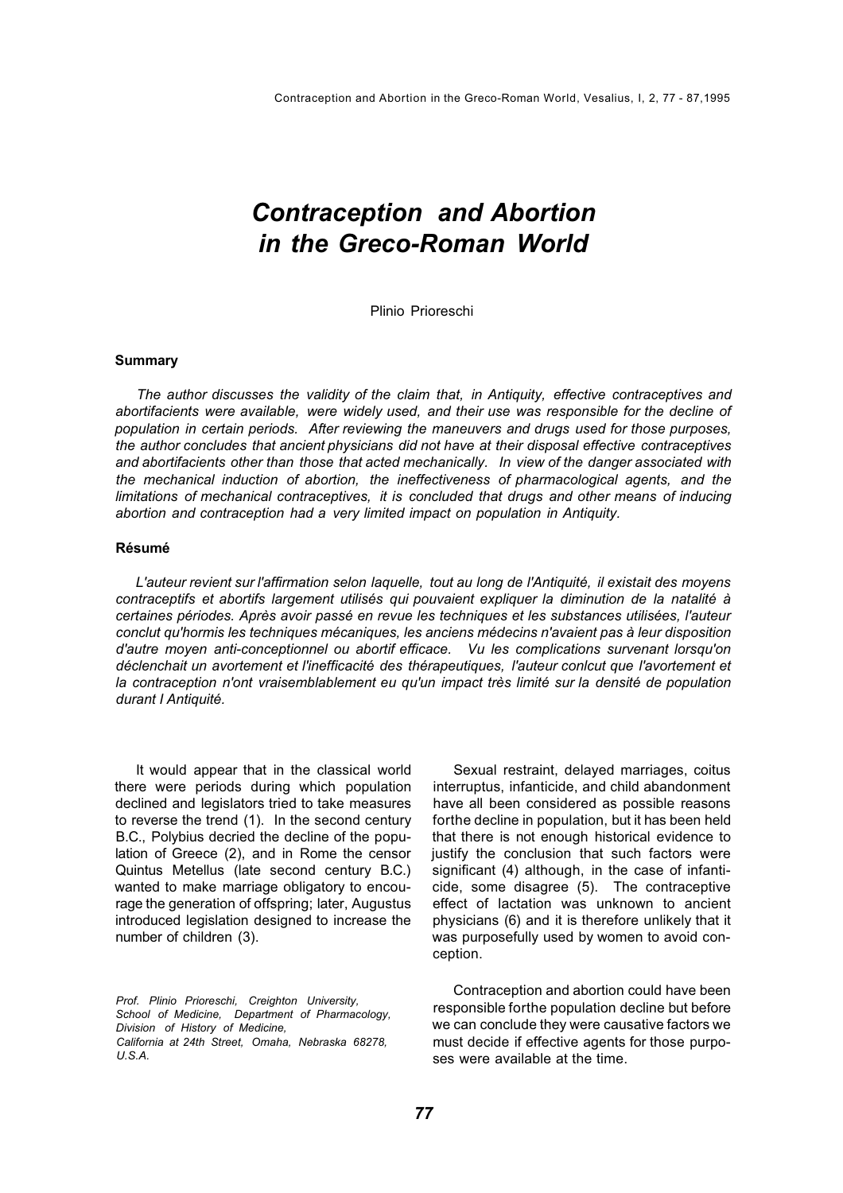# *Contraception and Abortion in the Greco-Roman World*

Plinio Prioreschi

### Summary

*The author discusses the validity of the claim that, in Antiquity, effective contraceptives and abortifacients were available, were widely used, and their use was responsible for the decline of population in certain periods. After reviewing the maneuvers and drugs used for those purposes, the author concludes that ancient physicians did not have at their disposal effective contraceptives and abortifacients other than those that acted mechanically. In view of the danger associated with the mechanical induction of abortion, the ineffectiveness of pharmacological agents, and the limitations of mechanical contraceptives, it is concluded that drugs and other means of inducing abortion and contraception had a very limited impact on population in Antiquity.*

### Résumé

*L'auteur revient sur l'affirmation selon laquelle, tout au long de l'Antiquité, il existait des moyens contraceptifs et abortifs largement utilisés qui pouvaient expliquer la diminution de la natalité à certaines périodes. Après avoir passé en revue les techniques et les substances utilisées, l'auteur conclut qu'hormis les techniques mécaniques, les anciens médecins n'avaient pas à leur disposition d'autre moyen anti-conceptionnel ou abortif efficace. Vu les complications survenant lorsqu'on déclenchait un avortement et l'inefficacité des thérapeutiques, l'auteur conlcut que l'avortement et la contraception n'ont vraisemblablement eu qu'un impact très limité sur la densité de population durant l Antiquité.*

It would appear that in the classical world there were periods during which population declined and legislators tried to take measures to reverse the trend (1). In the second century B.C., Polybius decried the decline of the population of Greece (2), and in Rome the censor Quintus Metellus (late second century B.C.) wanted to make marriage obligatory to encourage the generation of offspring; later, Augustus introduced legislation designed to increase the number of children (3).

*Prof. Plinio Prioreschi, Creighton University, School of Medicine, Department of Pharmacology, Division of History of Medicine, California at 24th Street, Omaha, Nebraska 68278, U.S.A.*

Sexual restraint, delayed marriages, coitus interruptus, infanticide, and child abandonment have all been considered as possible reasons forthe decline in population, but it has been held that there is not enough historical evidence to justify the conclusion that such factors were significant (4) although, in the case of infanticide, some disagree (5). The contraceptive effect of lactation was unknown to ancient physicians (6) and it is therefore unlikely that it was purposefully used by women to avoid conception.

Contraception and abortion could have been responsible forthe population decline but before we can conclude they were causative factors we must decide if effective agents for those purposes were available at the time.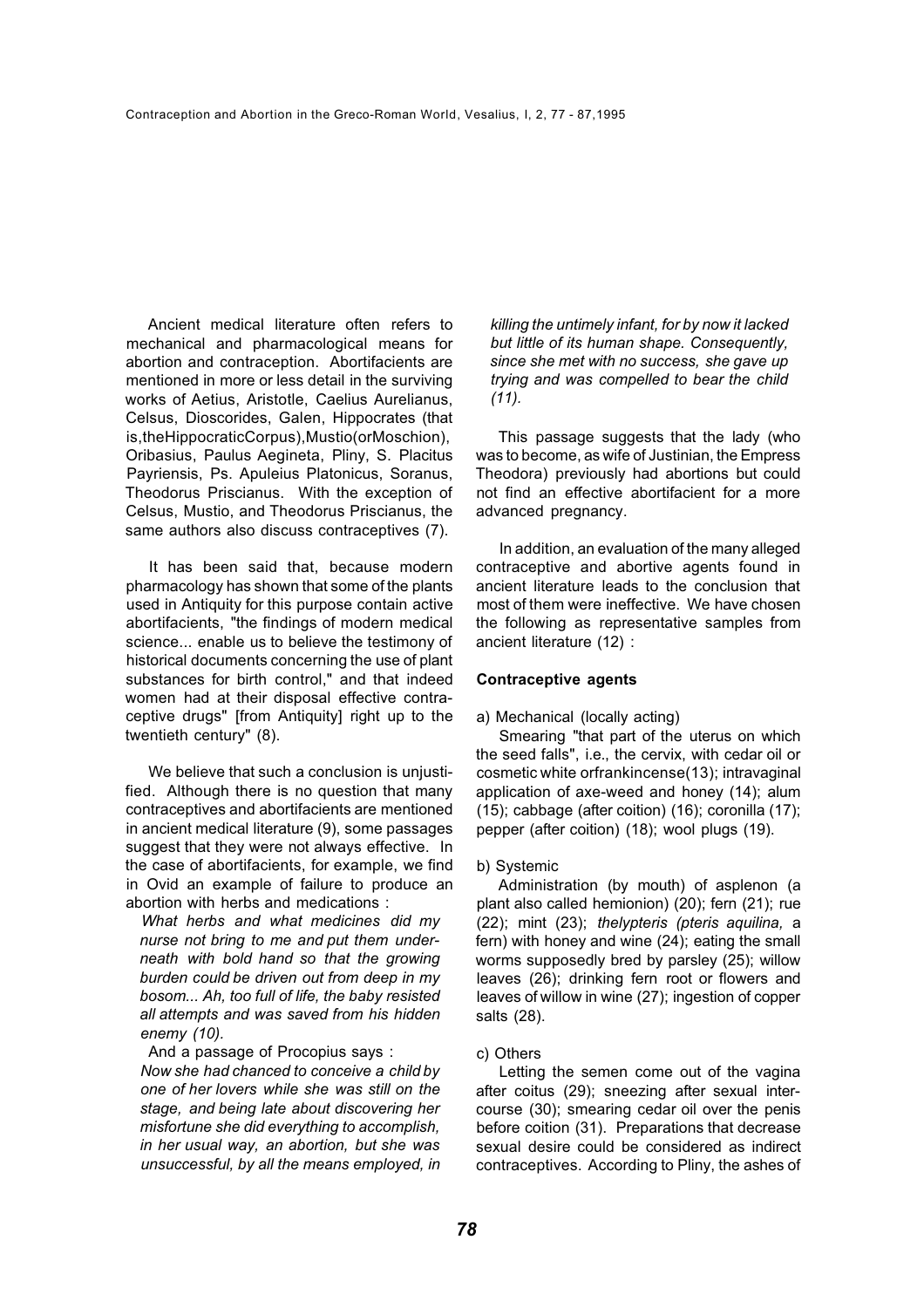Ancient medical literature often refers to mechanical and pharmacological means for abortion and contraception. Abortifacients are mentioned in more or less detail in the surviving works of Aetius, Aristotle, Caelius Aurelianus, Celsus, Dioscorides, Galen, Hippocrates (that is, the Hippocratic Corpus), Mustio (or Moschion), Oribasius, Paulus Aegineta, Pliny, S. Placitus Payriensis, Ps. Apuleius Platonicus, Soranus, Theodorus Priscianus. With the exception of Celsus, Mustio, and Theodorus Priscianus, the same authors also discuss contraceptives (7).

It has been said that, because modern pharmacology has shown that some of the plants used in Antiquity for this purpose contain active abortifacients, "the findings of modern medical science... enable us to believe the testimony of historical documents concerning the use of plant substances for birth control," and that indeed women had at their disposal effective contraceptive drugs" [from Antiquity] right up to the twentieth century" (8).

We believe that such a conclusion is unjustified. Although there is no question that many contraceptives and abortifacients are mentioned in ancient medical literature (9), some passages suggest that they were not always effective. In the case of abortifacients, for example, we find in Ovid an example of failure to produce an abortion with herbs and medications :

*What herbs and what medicines did my nurse not bring to me and put them underneath with bold hand so that the growing burden could be driven out from deep in my bosom... Ah, too full of life, the baby resisted all attempts and was saved from his hidden enemy (10).*

And a passage of Procopius says :

*Now she had chanced to conceive a child by one of her lovers while she was still on the stage, and being late about discovering her misfortune she did everything to accomplish, in her usual way, an abortion, but she was unsuccessful, by all the means employed, in killing the untimely infant, for by now it lacked but little of its human shape. Consequently, since she met with no success, she gave up trying and was compelled to bear the child (11).*

This passage suggests that the lady (who was to become, as wife of Justinian, the Empress Theodora) previously had abortions but could not find an effective abortifacient for a more advanced pregnancy.

In addition, an evaluation of the many alleged contraceptive and abortive agents found in ancient literature leads to the conclusion that most of them were ineffective. We have chosen the following as representative samples from ancient literature (12) :

**Contraceptive agents**

a) Mechanical (locally acting)

Smearing "that part of the uterus on which the seed falls", i.e., the cervix, with cedar oil or cosmetic white or frankincense (13); intravaginal application of axe-weed and honey (14); alum (15); cabbage (after coition) (16); coronilla (17); pepper (after coition) (18); wool plugs (19).

b) Systemic

Administration (by mouth) of asplenon (a plant also called hemionion) (20); fern (21); rue (22); mint (23); *thelypteris (pteris aquilina,* a fern) with honey and wine (24); eating the small worms supposedly bred by parsley (25); willow leaves (26); drinking fern root or flowers and leaves of willow in wine (27); ingestion of copper salts (28).

c) Others

Letting the semen come out of the vagina after coitus (29); sneezing after sexual intercourse (30); smearing cedar oil over the penis before coition (31). Preparations that decrease sexual desire could be considered as indirect contraceptives. According to Pliny, the ashes of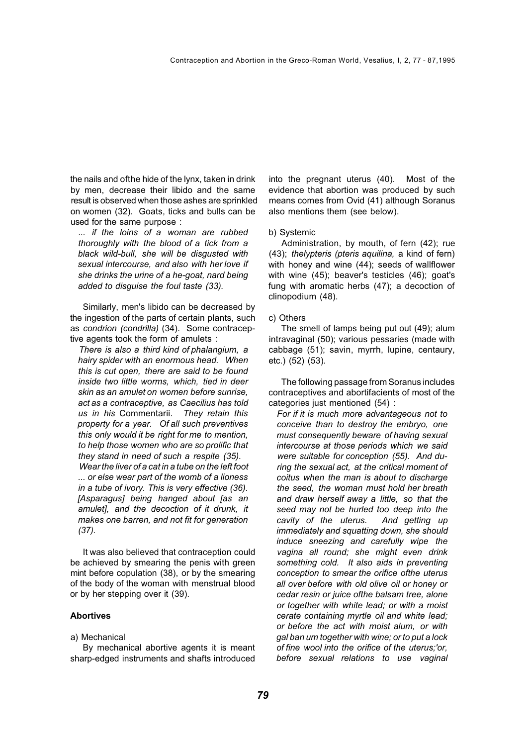the nails and ofthe hide of the lynx, taken in drink by men, decrease their libido and the same result is observed when those ashes are sprinkled on women (32). Goats, ticks and bulls can be used for the same purpose :

> ... *if the loins of a woman are rubbed thoroughly with the blood of a tick from a black wild-bull, she will be disgusted with sexual intercourse, and also with her love if she drinks the urine of a he-goat, nard being added to disguise the foul taste (33).*

Similarly, men's libido can be decreased by the ingestion of the parts of certain plants, such as *condrion (condrilla)* (34). Some contraceptive agents took the form of amulets :

> *There is also a third kind of phalangium, a hairy spider with an enormous head. When this is cut open, there are said to be found inside two little worms, which, tied in deer skin as an amulet on women before sunrise, act as a contraceptive, as Caecilius has told us in his* Commentarii. *They retain this property for a year. Of all such preventives this only would it be right for me to mention, to help those women who are so prolific that they stand in need of such a respite (35).*
> *Wear the liver of a cat in a tube on the left foot ... or else wear part of the womb of a lioness in a tube of ivory. This is very effective (36).*
> *[Asparagus] being hanged about [as an amulet], and the decoction of it drunk, it makes one barren, and not fit for generation (37).*

It was also believed that contraception could be achieved by smearing the penis with green mint before copulation (38), or by the smearing of the body of the woman with menstrual blood or by her stepping over it (39).

## Abortives

a) Mechanical

By mechanical abortive agents it is meant sharp-edged instruments and shafts introduced into the pregnant uterus (40). Most of the evidence that abortion was produced by such means comes from Ovid (41) although Soranus also mentions them (see below).

b) Systemic

Administration, by mouth, of fern (42); rue (43); *thelypteris (pteris aquilina,* a kind of fern) with honey and wine (44); seeds of wallflower with wine (45); beaver's testicles (46); goat's fung with aromatic herbs (47); a decoction of clinopodium (48).

c) Others

The smell of lamps being put out (49); alum intravaginal (50); various pessaries (made with cabbage (51); savin, myrrh, lupine, centaury, etc.) (52) (53).

The following passage from Soranus includes contraceptives and abortifacients of most of the categories just mentioned (54) :

> *For if it is much more advantageous not to conceive than to destroy the embryo, one must consequently beware of having sexual intercourse at those periods which we said were suitable for conception (55). And during the sexual act, at the critical moment of coitus when the man is about to discharge the seed, the woman must hold her breath and draw herself away a little, so that the seed may not be hurled too deep into the cavity of the uterus. And getting up immediately and squatting down, she should induce sneezing and carefully wipe the vagina all round; she might even drink something cold. It also aids in preventing conception to smear the orifice ofthe uterus all over before with old olive oil or honey or cedar resin or juice ofthe balsam tree, alone or together with white lead; or with a moist cerate containing myrtle oil and white lead; or before the act with moist alum, or with gal ban um together with wine; or to put a lock of fine wool into the orifice of the uterus;'or, before sexual relations to use vaginal*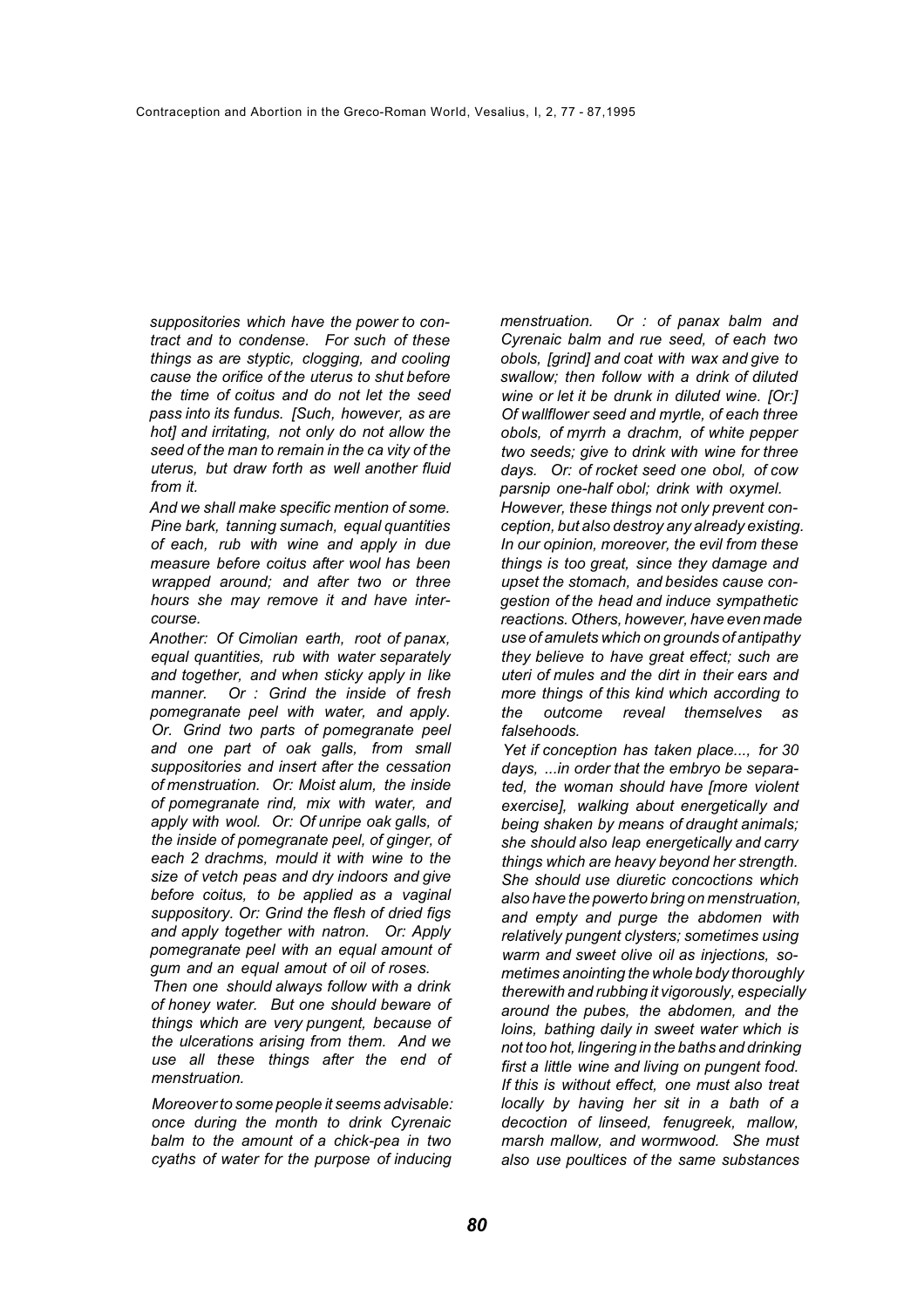*suppositories which have the power to contract and to condense. For such of these things as are styptic, clogging, and cooling cause the orifice of the uterus to shut before the time of coitus and do not let the seed pass into its fundus. [Such, however, as are hot] and irritating, not only do not allow the seed of the man to remain in the ca vity of the uterus, but draw forth as well another fluid from it.*

*And we shall make specific mention of some. Pine bark, tanning sumach, equal quantities of each, rub with wine and apply in due measure before coitus after wool has been wrapped around; and after two or three hours she may remove it and have intercourse.*

*Another: Of Cimolian earth, root of panax, equal quantities, rub with water separately and together, and when sticky apply in like manner. Or : Grind the inside of fresh pomegranate peel with water, and apply. Or. Grind two parts of pomegranate peel and one part of oak galls, from small suppositories and insert after the cessation of menstruation. Or: Moist alum, the inside of pomegranate rind, mix with water, and apply with wool. Or: Of unripe oak galls, of the inside of pomegranate peel, of ginger, of each 2 drachms, mould it with wine to the size of vetch peas and dry indoors and give before coitus, to be applied as a vaginal suppository. Or: Grind the flesh of dried figs and apply together with natron. Or: Apply pomegranate peel with an equal amount of gum and an equal amout of oil of roses.*

*Then one should always follow with a drink of honey water. But one should beware of things which are very pungent, because of the ulcerations arising from them. And we use all these things after the end of menstruation.*

*Moreover to some people it seems advisable: once during the month to drink Cyrenaic balm to the amount of a chick-pea in two cyaths of water for the purpose of inducing menstruation. Or : of panax balm and Cyrenaic balm and rue seed, of each two obols, [grind] and coat with wax and give to swallow; then follow with a drink of diluted wine or let it be drunk in diluted wine. [Or:] Of wallflower seed and myrtle, of each three obols, of myrrh a drachm, of white pepper two seeds; give to drink with wine for three days. Or: of rocket seed one obol, of cow parsnip one-half obol; drink with oxymel. However, these things not only prevent conception, but also destroy any already existing. In our opinion, moreover, the evil from these things is too great, since they damage and upset the stomach, and besides cause congestion of the head and induce sympathetic reactions. Others, however, have even made use of amulets which on grounds of antipathy they believe to have great effect; such are uteri of mules and the dirt in their ears and more things of this kind which according to the outcome reveal themselves as falsehoods.*

*Yet if conception has taken place..., for 30 days, ...in order that the embryo be separated, the woman should have [more violent exercise], walking about energetically and being shaken by means of draught animals; she should also leap energetically and carry things which are heavy beyond her strength. She should use diuretic concoctions which also have the powerto bring on menstruation, and empty and purge the abdomen with relatively pungent clysters; sometimes using warm and sweet olive oil as injections, sometimes anointing the whole body thoroughly therewith and rubbing it vigorously, especially around the pubes, the abdomen, and the loins, bathing daily in sweet water which is not too hot, lingering in the baths and drinking first a little wine and living on pungent food. If this is without effect, one must also treat locally by having her sit in a bath of a decoction of linseed, fenugreek, mallow, marsh mallow, and wormwood. She must also use poultices of the same substances*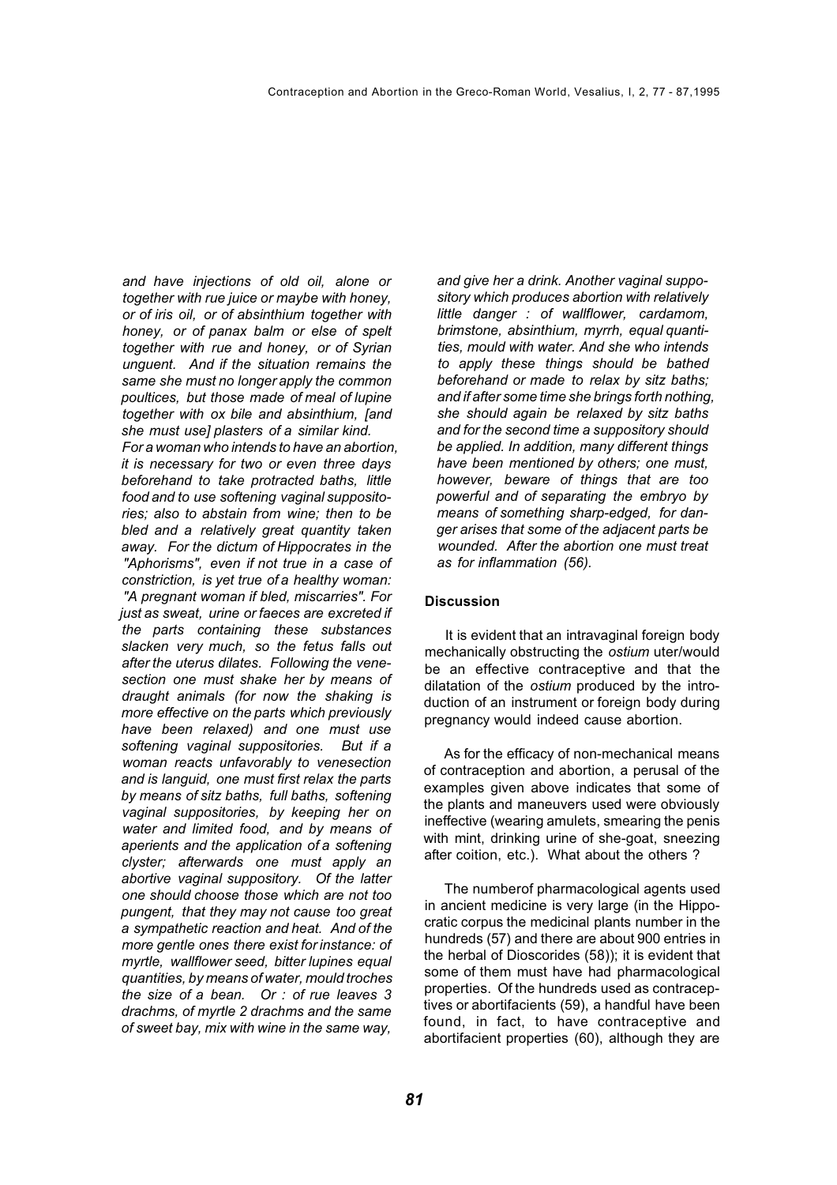*and have injections of old oil, alone or together with rue juice or maybe with honey, or of iris oil, or of absinthium together with honey, or of panax balm or else of spelt together with rue and honey, or of Syrian unguent. And if the situation remains the same she must no longer apply the common poultices, but those made of meal of lupine together with ox bile and absinthium, [and she must use] plasters of a similar kind.*

*For a woman who intends to have an abortion, it is necessary for two or even three days beforehand to take protracted baths, little food and to use softening vaginal suppositories; also to abstain from wine; then to be bled and a relatively great quantity taken away. For the dictum of Hippocrates in the "Aphorisms", even if not true in a case of constriction, is yet true of a healthy woman: "A pregnant woman if bled, miscarries". For just as sweat, urine or faeces are excreted if the parts containing these substances slacken very much, so the fetus falls out after the uterus dilates. Following the venesection one must shake her by means of draught animals (for now the shaking is more effective on the parts which previously have been relaxed) and one must use softening vaginal suppositories. But if a woman reacts unfavorably to venesection and is languid, one must first relax the parts by means of sitz baths, full baths, softening vaginal suppositories, by keeping her on water and limited food, and by means of aperients and the application of a softening clyster; afterwards one must apply an abortive vaginal suppository. Of the latter one should choose those which are not too pungent, that they may not cause too great a sympathetic reaction and heat. And of the more gentle ones there exist for instance: of myrtle, wallflower seed, bitter lupines equal quantities, by means of water, mould troches the size of a bean. Or : of rue leaves 3 drachms, of myrtle 2 drachms and the same of sweet bay, mix with wine in the same way, and give her a drink. Another vaginal suppository which produces abortion with relatively little danger : of wallflower, cardamom, brimstone, absinthium, myrrh, equal quantities, mould with water. And she who intends to apply these things should be bathed beforehand or made to relax by sitz baths; and if after some time she brings forth nothing, she should again be relaxed by sitz baths and for the second time a suppository should be applied. In addition, many different things have been mentioned by others; one must, however, beware of things that are too powerful and of separating the embryo by means of something sharp-edged, for danger arises that some of the adjacent parts be wounded. After the abortion one must treat as for inflammation (56).*

### Discussion

It is evident that an intravaginal foreign body mechanically obstructing the *ostium* uter/would be an effective contraceptive and that the dilatation of the *ostium* produced by the introduction of an instrument or foreign body during pregnancy would indeed cause abortion.

As for the efficacy of non-mechanical means of contraception and abortion, a perusal of the examples given above indicates that some of the plants and maneuvers used were obviously ineffective (wearing amulets, smearing the penis with mint, drinking urine of she-goat, sneezing after coition, etc.). What about the others ?

The numberof pharmacological agents used in ancient medicine is very large (in the Hippocratic corpus the medicinal plants number in the hundreds (57) and there are about 900 entries in the herbal of Dioscorides (58)); it is evident that some of them must have had pharmacological properties. Of the hundreds used as contraceptives or abortifacients (59), a handful have been found, in fact, to have contraceptive and abortifacient properties (60), although they are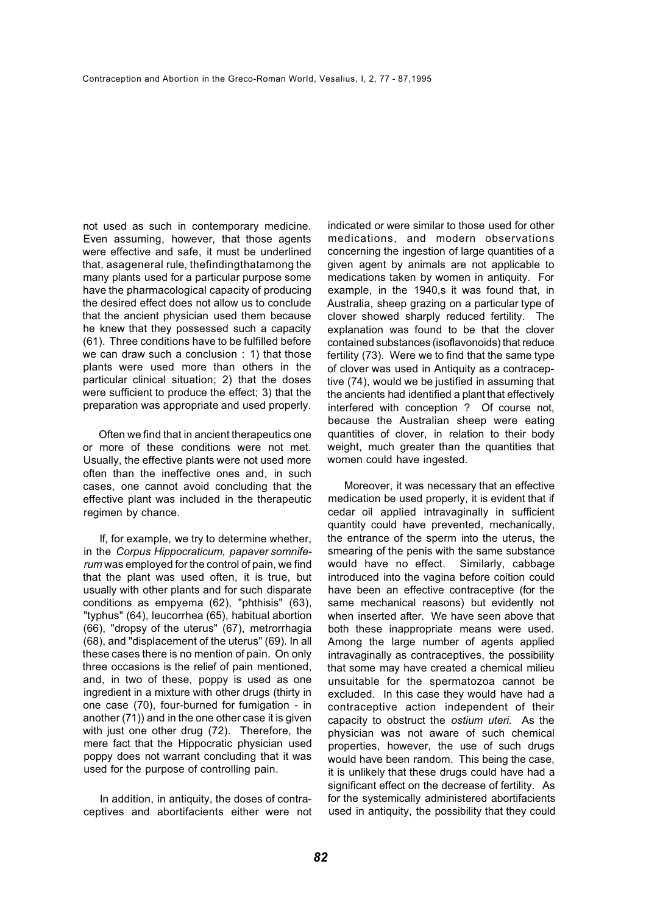not used as such in contemporary medicine. Even assuming, however, that those agents were effective and safe, it must be underlined that, asageneral rule, thefindingthatamong the many plants used for a particular purpose some have the pharmacological capacity of producing the desired effect does not allow us to conclude that the ancient physician used them because he knew that they possessed such a capacity (61). Three conditions have to be fulfilled before we can draw such a conclusion : 1) that those plants were used more than others in the particular clinical situation; 2) that the doses were sufficient to produce the effect; 3) that the preparation was appropriate and used properly.

Often we find that in ancient therapeutics one or more of these conditions were not met. Usually, the effective plants were not used more often than the ineffective ones and, in such cases, one cannot avoid concluding that the effective plant was included in the therapeutic regimen by chance.

If, for example, we try to determine whether, in the *Corpus Hippocraticum, papaver somniferum* was employed for the control of pain, we find that the plant was used often, it is true, but usually with other plants and for such disparate conditions as empyema (62), "phthisis" (63), "typhus" (64), leucorrhea (65), habitual abortion (66), "dropsy of the uterus" (67), metrorrhagia (68), and "displacement of the uterus" (69). In all these cases there is no mention of pain. On only three occasions is the relief of pain mentioned, and, in two of these, poppy is used as one ingredient in a mixture with other drugs (thirty in one case (70), four-burned for fumigation - in another (71)) and in the one other case it is given with just one other drug (72). Therefore, the mere fact that the Hippocratic physician used poppy does not warrant concluding that it was used for the purpose of controlling pain.

In addition, in antiquity, the doses of contraceptives and abortifacients either were not indicated or were similar to those used for other medications, and modern observations concerning the ingestion of large quantities of a given agent by animals are not applicable to medications taken by women in antiquity. For example, in the 1940,s it was found that, in Australia, sheep grazing on a particular type of clover showed sharply reduced fertility. The explanation was found to be that the clover contained substances (isoflavonoids) that reduce fertility (73). Were we to find that the same type of clover was used in Antiquity as a contraceptive (74), would we be justified in assuming that the ancients had identified a plant that effectively interfered with conception ? Of course not, because the Australian sheep were eating quantities of clover, in relation to their body weight, much greater than the quantities that women could have ingested.

Moreover, it was necessary that an effective medication be used properly, it is evident that if cedar oil applied intravaginally in sufficient quantity could have prevented, mechanically, the entrance of the sperm into the uterus, the smearing of the penis with the same substance would have no effect. Similarly, cabbage introduced into the vagina before coition could have been an effective contraceptive (for the same mechanical reasons) but evidently not when inserted after. We have seen above that both these inappropriate means were used. Among the large number of agents applied intravaginally as contraceptives, the possibility that some may have created a chemical milieu unsuitable for the spermatozoa cannot be excluded. In this case they would have had a contraceptive action independent of their capacity to obstruct the *ostium uteri.* As the physician was not aware of such chemical properties, however, the use of such drugs would have been random. This being the case, it is unlikely that these drugs could have had a significant effect on the decrease of fertility. As for the systemically administered abortifacients used in antiquity, the possibility that they could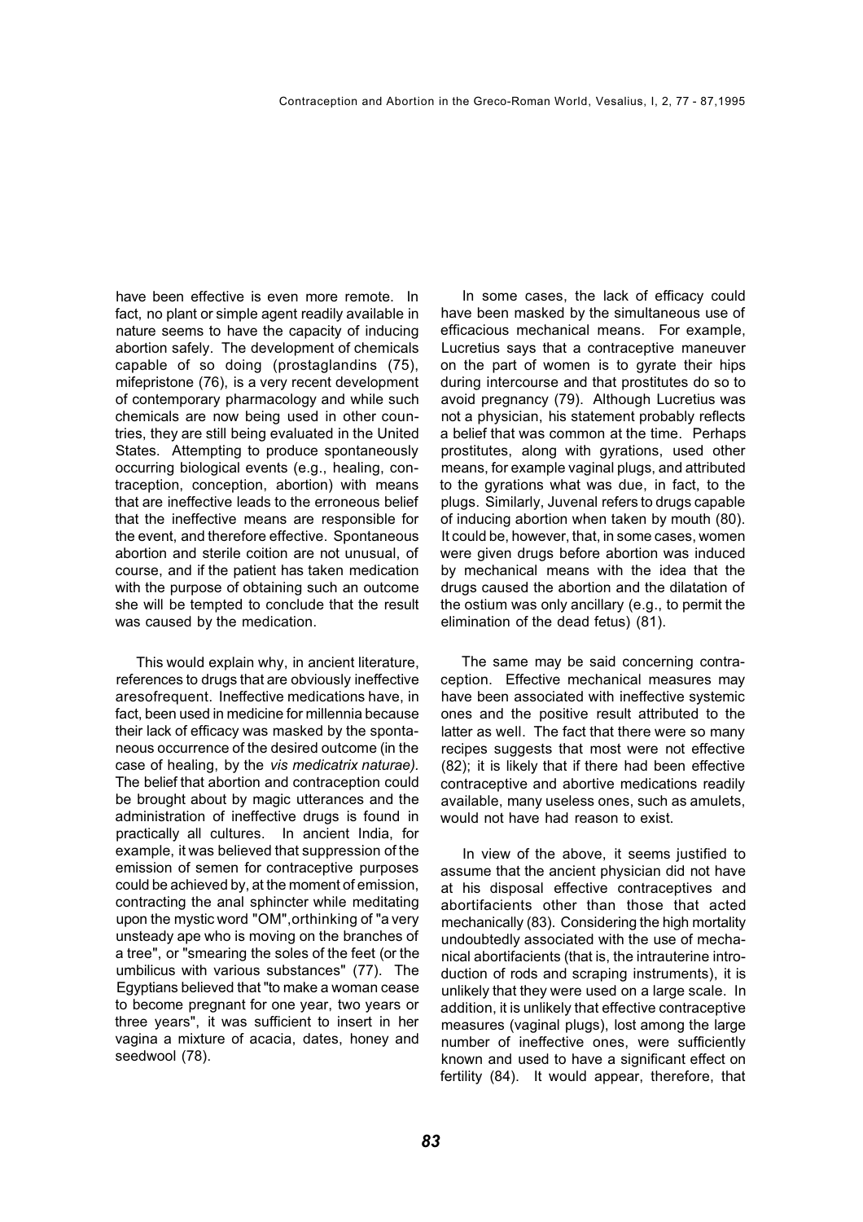have been effective is even more remote. In fact, no plant or simple agent readily available in nature seems to have the capacity of inducing abortion safely. The development of chemicals capable of so doing (prostaglandins (75), mifepristone (76), is a very recent development of contemporary pharmacology and while such chemicals are now being used in other countries, they are still being evaluated in the United States. Attempting to produce spontaneously occurring biological events (e.g., healing, contraception, conception, abortion) with means that are ineffective leads to the erroneous belief that the ineffective means are responsible for the event, and therefore effective. Spontaneous abortion and sterile coition are not unusual, of course, and if the patient has taken medication with the purpose of obtaining such an outcome she will be tempted to conclude that the result was caused by the medication.

This would explain why, in ancient literature, references to drugs that are obviously ineffective aresofrequent. Ineffective medications have, in fact, been used in medicine for millennia because their lack of efficacy was masked by the spontaneous occurrence of the desired outcome (in the case of healing, by the *vis medicatrix naturae)*. The belief that abortion and contraception could be brought about by magic utterances and the administration of ineffective drugs is found in practically all cultures. In ancient India, for example, it was believed that suppression of the emission of semen for contraceptive purposes could be achieved by, at the moment of emission, contracting the anal sphincter while meditating upon the mystic word "OM",orthinking of "a very unsteady ape who is moving on the branches of a tree", or "smearing the soles of the feet (or the umbilicus with various substances" (77). The Egyptians believed that "to make a woman cease to become pregnant for one year, two years or three years", it was sufficient to insert in her vagina a mixture of acacia, dates, honey and seedwool (78).

In some cases, the lack of efficacy could have been masked by the simultaneous use of efficacious mechanical means. For example, Lucretius says that a contraceptive maneuver on the part of women is to gyrate their hips during intercourse and that prostitutes do so to avoid pregnancy (79). Although Lucretius was not a physician, his statement probably reflects a belief that was common at the time. Perhaps prostitutes, along with gyrations, used other means, for example vaginal plugs, and attributed to the gyrations what was due, in fact, to the plugs. Similarly, Juvenal refers to drugs capable of inducing abortion when taken by mouth (80). It could be, however, that, in some cases, women were given drugs before abortion was induced by mechanical means with the idea that the drugs caused the abortion and the dilatation of the ostium was only ancillary (e.g., to permit the elimination of the dead fetus) (81).

The same may be said concerning contraception. Effective mechanical measures may have been associated with ineffective systemic ones and the positive result attributed to the latter as well. The fact that there were so many recipes suggests that most were not effective (82); it is likely that if there had been effective contraceptive and abortive medications readily available, many useless ones, such as amulets, would not have had reason to exist.

In view of the above, it seems justified to assume that the ancient physician did not have at his disposal effective contraceptives and abortifacients other than those that acted mechanically (83). Considering the high mortality undoubtedly associated with the use of mechanical abortifacients (that is, the intrauterine introduction of rods and scraping instruments), it is unlikely that they were used on a large scale. In addition, it is unlikely that effective contraceptive measures (vaginal plugs), lost among the large number of ineffective ones, were sufficiently known and used to have a significant effect on fertility (84). It would appear, therefore, that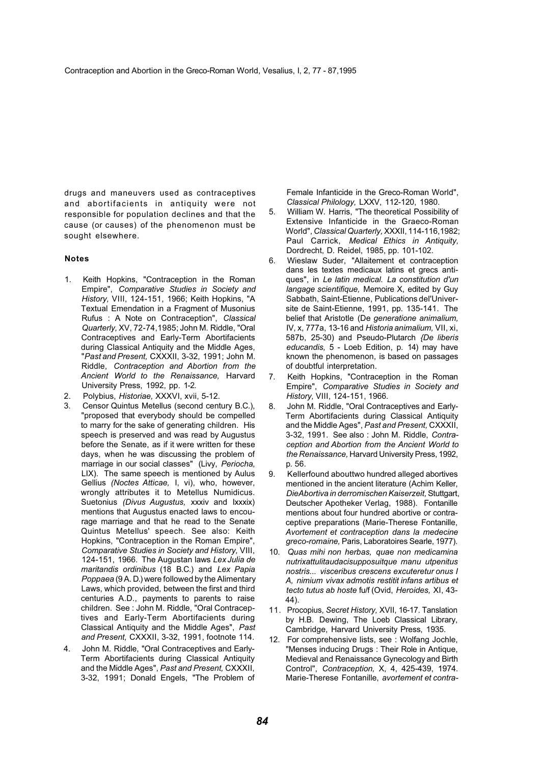drugs and maneuvers used as contraceptives and abortifacients in antiquity were not responsible for population declines and that the cause (or causes) of the phenomenon must be sought elsewhere.

### Notes

1. Keith Hopkins, "Contraception in the Roman Empire", *Comparative Studies in Society and History,* VIII, 124-151, 1966; Keith Hopkins, "A Textual Emendation in a Fragment of Musonius Rufus : A Note on Contraception", *Classical Quarterly,* XV, 72-74,1985; John M. Riddle, "Oral Contraceptives and Early-Term Abortifacients during Classical Antiquity and the Middle Ages, "*Past and Present,* CXXXII, 3-32, 1991; John M. Riddle, *Contraception and Abortion from the Ancient World to the Renaissance,* Harvard University Press, 1992, pp. 1-2*.*
2. Polybius, *Historiae,* XXXVI, xvii, 5-12.
3. Censor Quintus Metellus (second century B.C.), "proposed that everybody should be compelled to marry for the sake of generating children. His speech is preserved and was read by Augustus before the Senate, as if it were written for these days, when he was discussing the problem of marriage in our social classes" (Livy, *Periocha,* LIX). The same speech is mentioned by Aulus Gellius *(Noctes Atticae,* I, vi), who, however, wrongly attributes it to Metellus Numidicus. Suetonius *(Divus Augustus,* xxxiv and lxxxix) mentions that Augustus enacted laws to encourage marriage and that he read to the Senate Quintus Metellus' speech. See also: Keith Hopkins, "Contraception in the Roman Empire", *Comparative Studies in Society and History,* VIII, 124-151, 1966. The Augustan laws *Lex Julia de maritandis ordinibus* (18 B.C.) and *Lex Papia Poppaea* (9 A. D.) were followed by the Alimentary Laws, which provided, between the first and third centuries A.D., payments to parents to raise children. See : John M. Riddle, "Oral Contraceptives and Early-Term Abortifacients during Classical Antiquity and the Middle Ages", *Past and Present,* CXXXII, 3-32, 1991, footnote 114.
4. John M. Riddle, "Oral Contraceptives and Early-Term Abortifacients during Classical Antiquity and the Middle Ages", *Past and Present,* CXXXII, 3-32, 1991; Donald Engels, "The Problem of Female Infanticide in the Greco-Roman World", *Classical Philology,* LXXV, 112-120, 1980.
5. William W. Harris, "The theoretical Possibility of Extensive Infanticide in the Graeco-Roman World", *Classical Quarterly,* XXXII, 114-116,1982; Paul Carrick, *Medical Ethics in Antiquity,* Dordrecht, D. Reidel, 1985, pp. 101-102.
6. Wieslaw Suder, "Allaitement et contraception dans les textes medicaux latins et grecs antiques", in *Le latin medical. La constitution d'un langage scientifique,* Memoire X, edited by Guy Sabbath, Saint-Etienne, Publications del'Universite de Saint-Etienne, 1991, pp. 135-141. The belief that Aristotle (De *generatione animalium,* IV, x, 777a, 13-16 and *Historia animalium,* VII, xi, 587b, 25-30) and Pseudo-Plutarch *{De liberis educandis,* 5 - Loeb Edition, p. 14) may have known the phenomenon, is based on passages of doubtful interpretation.
7. Keith Hopkins, "Contraception in the Roman Empire", *Comparative Studies in Society and History,* VIII, 124-151, 1966.
8. John M. Riddle, "Oral Contraceptives and Early-Term Abortifacients during Classical Antiquity and the Middle Ages", *Past and Present,* CXXXII, 3-32, 1991. See also : John M. Riddle, *Contraception and Abortion from the Ancient World to the Renaissance,* Harvard University Press, 1992, p. 56.
9. Kellerfound abouttwo hundred alleged abortives mentioned in the ancient literature (Achim Keller, *DieAbortiva in derromischen Kaiserzeit,* Stuttgart, Deutscher Apotheker Verlag, 1988). Fontanille mentions about four hundred abortive or contraceptive preparations (Marie-Therese Fontanille, *Avortement et contraception dans la medecine greco-romaine,* Paris, Laboratoires Searle, 1977).
10. *Quas mihi non herbas, quae non medicamina nutrixattulitaudacisupposuitque manu utpenitus nostris... visceribus crescens excuteretur onus I A, nimium vivax admotis restitit infans artibus et tecto tutus ab hoste* fu/f (Ovid, *Heroides,* XI, 43-44).
11. Procopius, *Secret History,* XVII, 16-17. Tanslation by H.B. Dewing, The Loeb Classical Library, Cambridge, Harvard University Press, 1935.
12. For comprehensive lists, see : Wolfang Jochle, "Menses inducing Drugs : Their Role in Antique, Medieval and Renaissance Gynecology and Birth Control", *Contraception,* X, 4, 425-439, 1974. Marie-Therese Fontanille, *avortement et contra-*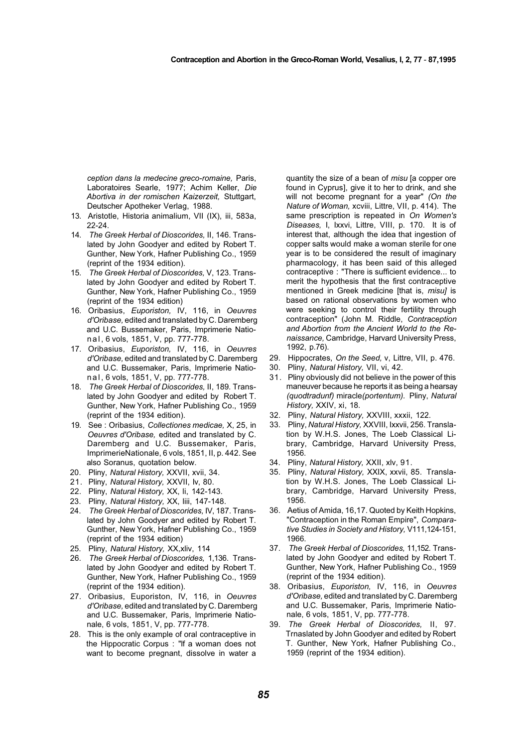*ception dans la medecine greco-romaine,* Paris, Laboratoires Searle, 1977; Achim Keller, *Die Abortiva in der romischen Kaizerzeit,* Stuttgart, Deutscher Apotheker Verlag, 1988.

13. Aristotle, Historia animalium, VII (IX), iii, 583a, 22-24.
14. *The Greek Herbal of Dioscorides,* II, 146. Translated by John Goodyer and edited by Robert T. Gunther, New York, Hafner Publishing Co., 1959 (reprint of the 1934 edition).
15. *The Greek Herbal of Dioscorides,* V, 123. Translated by John Goodyer and edited by Robert T. Gunther, New York, Hafner Publishing Co., 1959 (reprint of the 1934 edition)
16. Oribasius, *Euporiston,* IV, 116, in *Oeuvres d'Oribase,* edited and translated by C. Daremberg and U.C. Bussemaker, Paris, Imprimerie National, 6 vols, 1851, V, pp. 777-778.
17. Oribasius, *Euporiston,* IV, 116, in *Oeuvres d'Oribase,* edited and translated by C. Daremberg and U.C. Bussemaker, Paris, Imprimerie National, 6 vols, 1851, V, pp. 777-778.
18. *The Greek Herbal of Dioscorides,* II, 189. Translated by John Goodyer and edited by Robert T. Gunther, New York, Hafner Publishing Co., 1959 (reprint of the 1934 edition).
19. See : Oribasius, *Collectiones medicae,* X, 25, in *Oeuvres d'Oribase,* edited and translated by C. Daremberg and U.C. Bussemaker, Paris, ImprimerieNationale, 6 vols, 1851, II, p. 442. See also Soranus, quotation below.
20. Pliny, *Natural History,* XXVII, xvii, 34.
21. Pliny, *Natural History,* XXVII, lv, 80.
22. Pliny, *Natural History,* XX, li, 142-143.
23. Pliny, *Natural History,* XX, liii, 147-148.
24. *The Greek Herbal of Dioscorides,* IV, 187. Translated by John Goodyer and edited by Robert T. Gunther, New York, Hafner Publishing Co., 1959 (reprint of the 1934 edition)
25. Pliny, *Natural History,* XX,xliv, 114
26. *The Greek Herbal of Dioscorides,* 1,136. Translated by John Goodyer and edited by Robert T. Gunther, New York, Hafner Publishing Co., 1959 (reprint of the 1934 edition).
27. Oribasius, Euporiston, IV, 116, in *Oeuvres d'Oribase,* edited and translated by C. Daremberg and U.C. Bussemaker, Paris, Imprimerie Nationale, 6 vols, 1851, V, pp. 777-778.
28. This is the only example of oral contraceptive in the Hippocratic Corpus : "If a woman does not want to become pregnant, dissolve in water a quantity the size of a bean of *misu* [a copper ore found in Cyprus], give it to her to drink, and she will not become pregnant for a year" *(On the Nature of Woman,* xcviii, Littre, VII, p. 414). The same prescription is repeated in *On Women's Diseases,* I, lxxvi, Littre, VIII, p. 170. It is of interest that, although the idea that ingestion of copper salts would make a woman sterile for one year is to be considered the result of imaginary pharmacology, it has been said of this alleged contraceptive : "There is sufficient evidence... to merit the hypothesis that the first contraceptive mentioned in Greek medicine [that is, *misu]* is based on rational observations by women who were seeking to control their fertility through contraception" (John M. Riddle, *Contraception and Abortion from the Ancient World to the Renaissance,* Cambridge, Harvard University Press, 1992, p.76).
29. Hippocrates, *On the Seed,* v, Littre, VII, p. 476.
30. Pliny, *Natural History,* VII, vi, 42.
31. Pliny obviously did not believe in the power of this maneuver because he reports it as being a hearsay *(quodtradunf)* miracle*(portentum).* Pliny, *Natural History,* XXIV, xi, 18.
32. Pliny, *Natural History,* XXVIII, xxxii, 122.
33. Pliny, *Natural History,* XXVIII, lxxvii, 256. Translation by W.H.S. Jones, The Loeb Classical Library, Cambridge, Harvard University Press, 1956.
34. Pliny, *Natural History,* XXII, xlv, 91.
35. Pliny, *Natural History,* XXIX, xxvii, 85. Translation by W.H.S. Jones, The Loeb Classical Library, Cambridge, Harvard University Press, 1956.
36. Aetius of Amida, 16,17. Quoted by Keith Hopkins, "Contraception in the Roman Empire", *Comparative Studies in Society and History,* V111,124-151, 1966.
37. *The Greek Herbal of Dioscorides,* 11,152. Translated by John Goodyer and edited by Robert T. Gunther, New York, Hafner Publishing Co., 1959 (reprint of the 1934 edition).
38. Oribasius, *Euporiston,* IV, 116, in *Oeuvres d'Oribase,* edited and translated by C. Daremberg and U.C. Bussemaker, Paris, Imprimerie Nationale, 6 vols, 1851, V, pp. 777-778.
39. *The Greek Herbal of Dioscorides,* II, 97. Trnaslated by John Goodyer and edited by Robert T. Gunther, New York, Hafner Publishing Co., 1959 (reprint of the 1934 edition).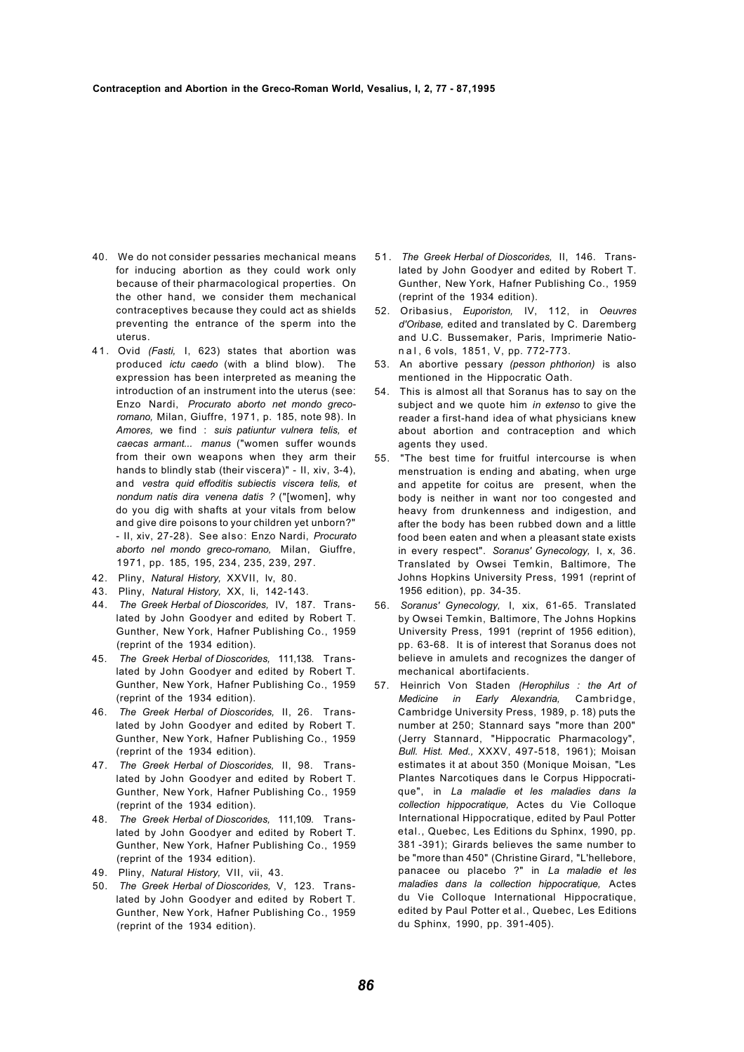40. We do not consider pessaries mechanical means for inducing abortion as they could work only because of their pharmacological properties. On the other hand, we consider them mechanical contraceptives because they could act as shields preventing the entrance of the sperm into the uterus.

41. Ovid *(Fasti,* I, 623) states that abortion was produced *ictu caedo* (with a blind blow). The expression has been interpreted as meaning the introduction of an instrument into the uterus (see: Enzo Nardi, *Procurato aborto net mondo greco-romano,* Milan, Giuffre, 1971, p. 185, note 98). In *Amores,* we find : *suis patiuntur vulnera telis, et caecas armant... manus* ("women suffer wounds from their own weapons when they arm their hands to blindly stab (their viscera)" - II, xiv, 3-4), and *vestra quid effoditis subiectis viscera telis, et nondum natis dira venena datis ?* ("[women], why do you dig with shafts at your vitals from below and give dire poisons to your children yet unborn?" - II, xiv, 27-28). See also: Enzo Nardi, *Procurato aborto nel mondo greco-romano,* Milan, Giuffre, 1971, pp. 185, 195, 234, 235, 239, 297.

42. Pliny, *Natural History,* XXVII, lv, 80.

43. Pliny, *Natural History,* XX, li, 142-143.

44. *The Greek Herbal of Dioscorides,* IV, 187. Translated by John Goodyer and edited by Robert T. Gunther, New York, Hafner Publishing Co., 1959 (reprint of the 1934 edition).

45. *The Greek Herbal of Dioscorides,* 111,138. Translated by John Goodyer and edited by Robert T. Gunther, New York, Hafner Publishing Co., 1959 (reprint of the 1934 edition).

46. *The Greek Herbal of Dioscorides,* II, 26. Translated by John Goodyer and edited by Robert T. Gunther, New York, Hafner Publishing Co., 1959 (reprint of the 1934 edition).

47. *The Greek Herbal of Dioscorides,* II, 98. Translated by John Goodyer and edited by Robert T. Gunther, New York, Hafner Publishing Co., 1959 (reprint of the 1934 edition).

48. *The Greek Herbal of Dioscorides,* 111,109. Translated by John Goodyer and edited by Robert T. Gunther, New York, Hafner Publishing Co., 1959 (reprint of the 1934 edition).

49. Pliny, *Natural History,* VII, vii, 43.

50. *The Greek Herbal of Dioscorides,* V, 123. Translated by John Goodyer and edited by Robert T. Gunther, New York, Hafner Publishing Co., 1959 (reprint of the 1934 edition).

51. *The Greek Herbal of Dioscorides,* II, 146. Translated by John Goodyer and edited by Robert T. Gunther, New York, Hafner Publishing Co., 1959 (reprint of the 1934 edition).

52. Oribasius, *Euporiston,* IV, 112, in *Oeuvres d'Oribase,* edited and translated by C. Daremberg and U.C. Bussemaker, Paris, Imprimerie National, 6 vols, 1851, V, pp. 772-773.

53. An abortive pessary *(pesson phthorion)* is also mentioned in the Hippocratic Oath.

54. This is almost all that Soranus has to say on the subject and we quote him *in extenso* to give the reader a first-hand idea of what physicians knew about abortion and contraception and which agents they used.

55. "The best time for fruitful intercourse is when menstruation is ending and abating, when urge and appetite for coitus are present, when the body is neither in want nor too congested and heavy from drunkenness and indigestion, and after the body has been rubbed down and a little food been eaten and when a pleasant state exists in every respect". *Soranus' Gynecology,* I, x, 36. Translated by Owsei Temkin, Baltimore, The Johns Hopkins University Press, 1991 (reprint of 1956 edition), pp. 34-35.

56. *Soranus' Gynecology,* I, xix, 61-65. Translated by Owsei Temkin, Baltimore, The Johns Hopkins University Press, 1991 (reprint of 1956 edition), pp. 63-68. It is of interest that Soranus does not believe in amulets and recognizes the danger of mechanical abortifacients.

57. Heinrich Von Staden *(Herophilus : the Art of Medicine in Early Alexandria,* Cambridge, Cambridge University Press, 1989, p. 18) puts the number at 250; Stannard says "more than 200" (Jerry Stannard, "Hippocratic Pharmacology", *Bull. Hist. Med.,* XXXV, 497-518, 1961); Moisan estimates it at about 350 (Monique Moisan, "Les Plantes Narcotiques dans le Corpus Hippocratique", in *La maladie et les maladies dans la collection hippocratique,* Actes du Vie Colloque International Hippocratique, edited by Paul Potter etal., Quebec, Les Editions du Sphinx, 1990, pp. 381-391); Girards believes the same number to be "more than 450" (Christine Girard, "L'hellebore, panacee ou placebo ?" in *La maladie et les maladies dans la collection hippocratique,* Actes du Vie Colloque International Hippocratique, edited by Paul Potter et al., Quebec, Les Editions du Sphinx, 1990, pp. 391-405).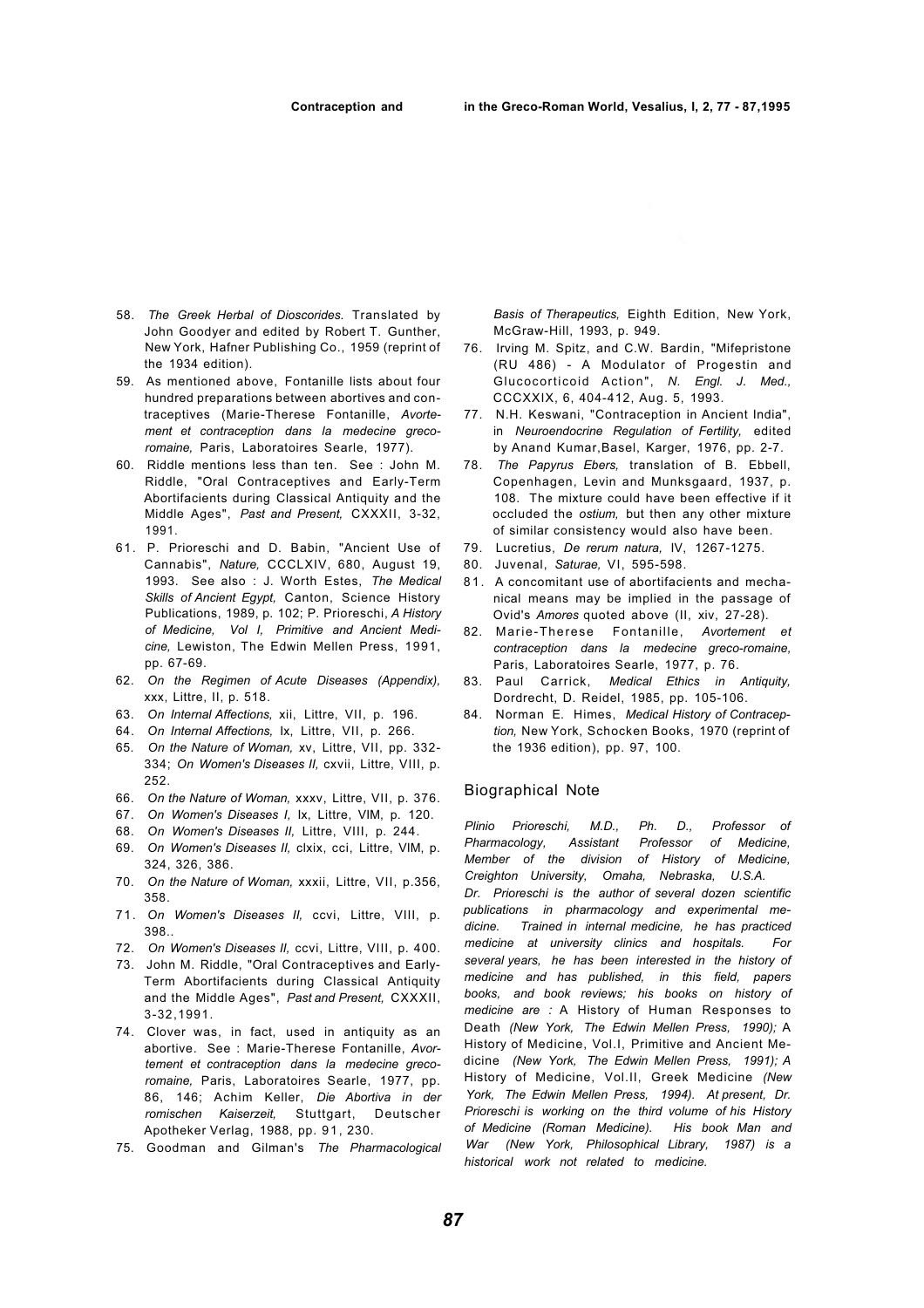58. *The Greek Herbal of Dioscorides.* Translated by John Goodyer and edited by Robert T. Gunther, New York, Hafner Publishing Co., 1959 (reprint of the 1934 edition).
59. As mentioned above, Fontanille lists about four hundred preparations between abortives and contraceptives (Marie-Therese Fontanille, *Avortement et contraception dans la medecine greco-romaine,* Paris, Laboratoires Searle, 1977).
60. Riddle mentions less than ten. See : John M. Riddle, "Oral Contraceptives and Early-Term Abortifacients during Classical Antiquity and the Middle Ages", *Past and Present,* CXXXII, 3-32, 1991.
61. P. Prioreschi and D. Babin, "Ancient Use of Cannabis", *Nature,* CCCLXIV, 680, August 19, 1993. See also : J. Worth Estes, *The Medical Skills of Ancient Egypt,* Canton, Science History Publications, 1989, p. 102; P. Prioreschi, *A History of Medicine, Vol I, Primitive and Ancient Medicine,* Lewiston, The Edwin Mellen Press, 1991, pp. 67-69.
62. *On the Regimen of Acute Diseases (Appendix),* xxx, Littre, II, p. 518.
63. *On Internal Affections,* xii, Littre, VII, p. 196.
64. *On Internal Affections,* lx, Littre, VII, p. 266.
65. *On the Nature of Woman,* xv, Littre, VII, pp. 332-334; *On Women's Diseases II,* cxvii, Littre, VIII, p. 252.
66. *On the Nature of Woman,* xxxv, Littre, VII, p. 376.
67. *On Women's Diseases I,* lx, Littre, VIM, p. 120.
68. *On Women's Diseases II,* Littre, VIII, p. 244.
69. *On Women's Diseases II,* clxix, cci, Littre, VIM, p. 324, 326, 386.
70. *On the Nature of Woman,* xxxii, Littre, VII, p.356, 358.
71. *On Women's Diseases II,* ccvi, Littre, VIII, p. 398..
72. *On Women's Diseases II,* ccvi, Littre, VIII, p. 400.
73. John M. Riddle, "Oral Contraceptives and Early-Term Abortifacients during Classical Antiquity and the Middle Ages", *Past and Present,* CXXXII, 3-32,1991.
74. Clover was, in fact, used in antiquity as an abortive. See : Marie-Therese Fontanille, *Avortement et contraception dans la medecine greco-romaine,* Paris, Laboratoires Searle, 1977, pp. 86, 146; Achim Keller, *Die Abortiva in der romischen Kaiserzeit,* Stuttgart, Deutscher Apotheker Verlag, 1988, pp. 91, 230.
75. Goodman and Gilman's *The Pharmacological Basis of Therapeutics,* Eighth Edition, New York, McGraw-Hill, 1993, p. 949.
76. Irving M. Spitz, and C.W. Bardin, "Mifepristone (RU 486) - A Modulator of Progestin and Glucocorticoid Action", *N. Engl. J. Med.,* CCCXXIX, 6, 404-412, Aug. 5, 1993.
77. N.H. Keswani, "Contraception in Ancient India", in *Neuroendocrine Regulation of Fertility,* edited by Anand Kumar,Basel, Karger, 1976, pp. 2-7.
78. *The Papyrus Ebers,* translation of B. Ebbell, Copenhagen, Levin and Munksgaard, 1937, p. 108. The mixture could have been effective if it occluded the *ostium,* but then any other mixture of similar consistency would also have been.
79. Lucretius, *De rerum natura,* IV, 1267-1275.
80. Juvenal, *Saturae,* VI, 595-598.
81. A concomitant use of abortifacients and mechanical means may be implied in the passage of Ovid's *Amores* quoted above (II, xiv, 27-28).
82. Marie-Therese Fontanille, *Avortement et contraception dans la medecine greco-romaine,* Paris, Laboratoires Searle, 1977, p. 76.
83. Paul Carrick, *Medical Ethics in Antiquity,* Dordrecht, D. Reidel, 1985, pp. 105-106.
84. Norman E. Himes, *Medical History of Contraception,* New York, Schocken Books, 1970 (reprint of the 1936 edition), pp. 97, 100.

## Biographical Note

*Plinio Prioreschi, M.D., Ph. D., Professor of Pharmacology, Assistant Professor of Medicine, Member of the division of History of Medicine, Creighton University, Omaha, Nebraska, U.S.A.*

*Dr. Prioreschi is the author of several dozen scientific publications in pharmacology and experimental medicine. Trained in internal medicine, he has practiced medicine at university clinics and hospitals. For several years, he has been interested in the history of medicine and has published, in this field, papers books, and book reviews; his books on history of medicine are :* A History of Human Responses to Death *(New York, The Edwin Mellen Press, 1990);* A History of Medicine, Vol.I, Primitive and Ancient Medicine *(New York, The Edwin Mellen Press, 1991); A* History of Medicine, Vol.II, Greek Medicine *(New York, The Edwin Mellen Press, 1994). At present, Dr. Prioreschi is working on the third volume of his History of Medicine (Roman Medicine). His book Man and War (New York, Philosophical Library, 1987) is a historical work not related to medicine.*